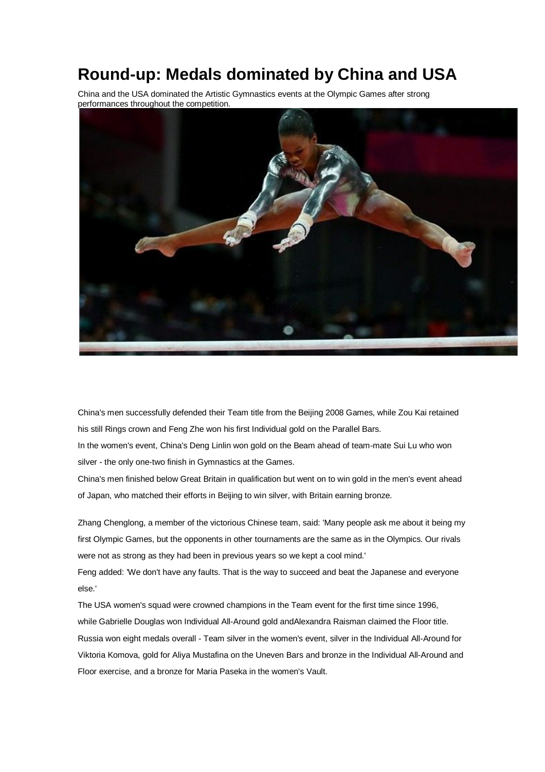# Round-up: Medals dominated by China and USA

China and the USA dominated the Artistic Gymnastics events at the Olympic Games after strong performances throughout the competition.

China's men successfully defended their Team title from the Beijing 2008 Games, while Zou Kai retained his still Rings crown and Feng Zhe won his first Individual gold on the Parallel Bars.

In the women's event, China's Deng Linlin won gold on the Beam ahead of team-mate Sui Lu who won silver - the only one-two finish in Gymnastics at the Games.

China's men finished below Great Britain in qualification but went on to win gold in the men's event ahead of Japan, who matched their efforts in Beijing to win silver, with Britain earning bronze.

Zhang Chenglong, a member of the victorious Chinese team, said: 'Many people ask me about it being my first Olympic Games, but the opponents in other tournaments are the same as in the Olympics. Our rivals were not as strong as they had been in previous years so we kept a cool mind.'

Feng added: 'We don't have any faults. That is the way to succeed and beat the Japanese and everyone else.'

The USA women's squad were crowned champions in the Team event for the first time since 1996, while Gabrielle Douglas won Individual All-Around gold andAlexandra Raisman claimed the Floor title.

Russia won eight medals overall - Team silver in the women's event, silver in the Individual All-Around for Viktoria Komova, gold for Aliya Mustafina on the Uneven Bars and bronze in the Individual All-Around and Floor exercise, and a bronze for Maria Paseka in the women's Vault.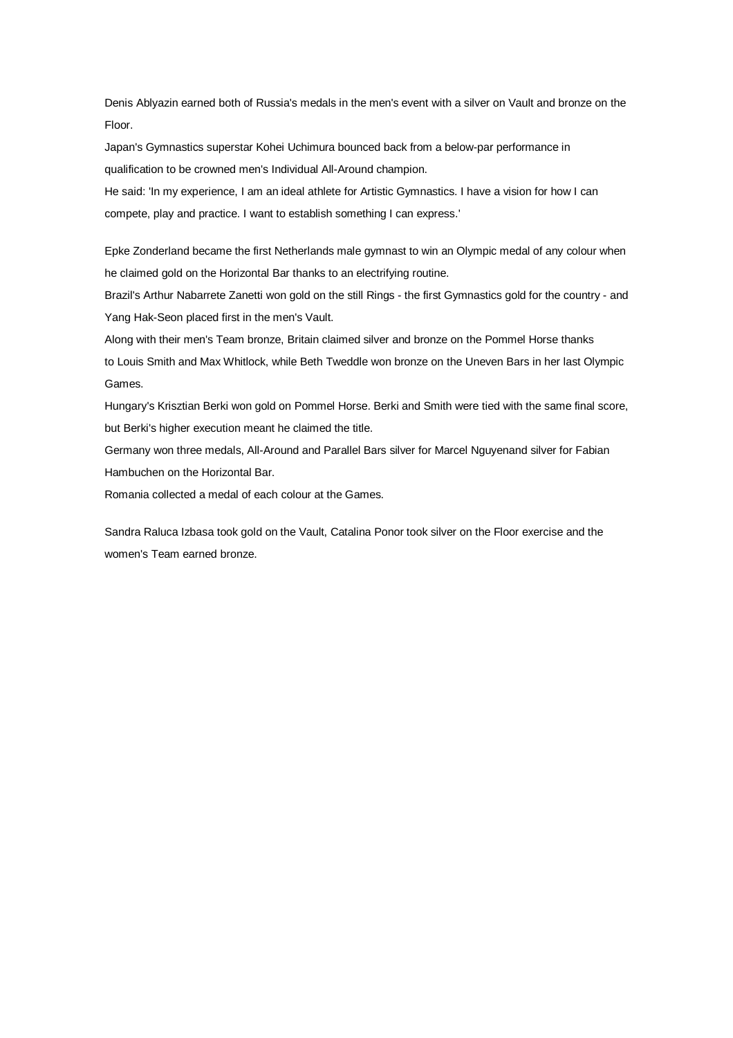Denis Ablyazin earned both of Russia's medals in the men's event with a silver on Vault and bronze on the Floor.
Japan's Gymnastics superstar Kohei Uchimura bounced back from a below-par performance in qualification to be crowned men's Individual All-Around champion.
He said: 'In my experience, I am an ideal athlete for Artistic Gymnastics. I have a vision for how I can compete, play and practice. I want to establish something I can express.'

Epke Zonderland became the first Netherlands male gymnast to win an Olympic medal of any colour when he claimed gold on the Horizontal Bar thanks to an electrifying routine.
Brazil's Arthur Nabarrete Zanetti won gold on the still Rings - the first Gymnastics gold for the country - and Yang Hak-Seon placed first in the men's Vault.
Along with their men's Team bronze, Britain claimed silver and bronze on the Pommel Horse thanks to Louis Smith and Max Whitlock, while Beth Tweddle won bronze on the Uneven Bars in her last Olympic Games.
Hungary's Krisztian Berki won gold on Pommel Horse. Berki and Smith were tied with the same final score, but Berki's higher execution meant he claimed the title.
Germany won three medals, All-Around and Parallel Bars silver for Marcel Nguyenand silver for Fabian Hambuchen on the Horizontal Bar.
Romania collected a medal of each colour at the Games.

Sandra Raluca Izbasa took gold on the Vault, Catalina Ponor took silver on the Floor exercise and the women's Team earned bronze.